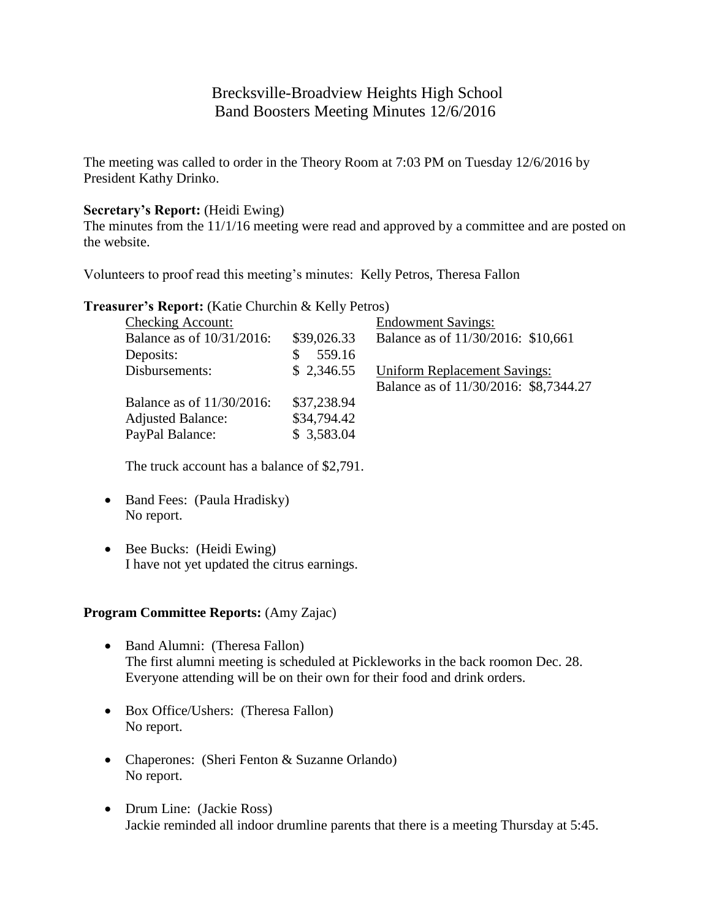# Brecksville-Broadview Heights High School
## Band Boosters Meeting Minutes 12/6/2016

The meeting was called to order in the Theory Room at 7:03 PM on Tuesday 12/6/2016 by President Kathy Drinko.

**Secretary's Report:** (Heidi Ewing)
The minutes from the 11/1/16 meeting were read and approved by a committee and are posted on the website.

Volunteers to proof read this meeting's minutes: Kelly Petros, Theresa Fallon

**Treasurer's Report:** (Katie Churchin & Kelly Petros)

| Checking Account: | | Endowment Savings: |
|---|---|---|
| Balance as of 10/31/2016: | $39,026.33 | Balance as of 11/30/2016: $10,661 |
| Deposits: | $ 559.16 | |
| Disbursements: | $ 2,346.55 | Uniform Replacement Savings: |
| | | Balance as of 11/30/2016: $8,7344.27 |
| Balance as of 11/30/2016: | $37,238.94 | |
| Adjusted Balance: | $34,794.42 | |
| PayPal Balance: | $ 3,583.04 | |

The truck account has a balance of $2,791.

- Band Fees: (Paula Hradisky)
  No report.

- Bee Bucks: (Heidi Ewing)
  I have not yet updated the citrus earnings.

**Program Committee Reports:** (Amy Zajac)

- Band Alumni: (Theresa Fallon)
  The first alumni meeting is scheduled at Pickleworks in the back roomon Dec. 28. Everyone attending will be on their own for their food and drink orders.

- Box Office/Ushers: (Theresa Fallon)
  No report.

- Chaperones: (Sheri Fenton & Suzanne Orlando)
  No report.

- Drum Line: (Jackie Ross)
  Jackie reminded all indoor drumline parents that there is a meeting Thursday at 5:45.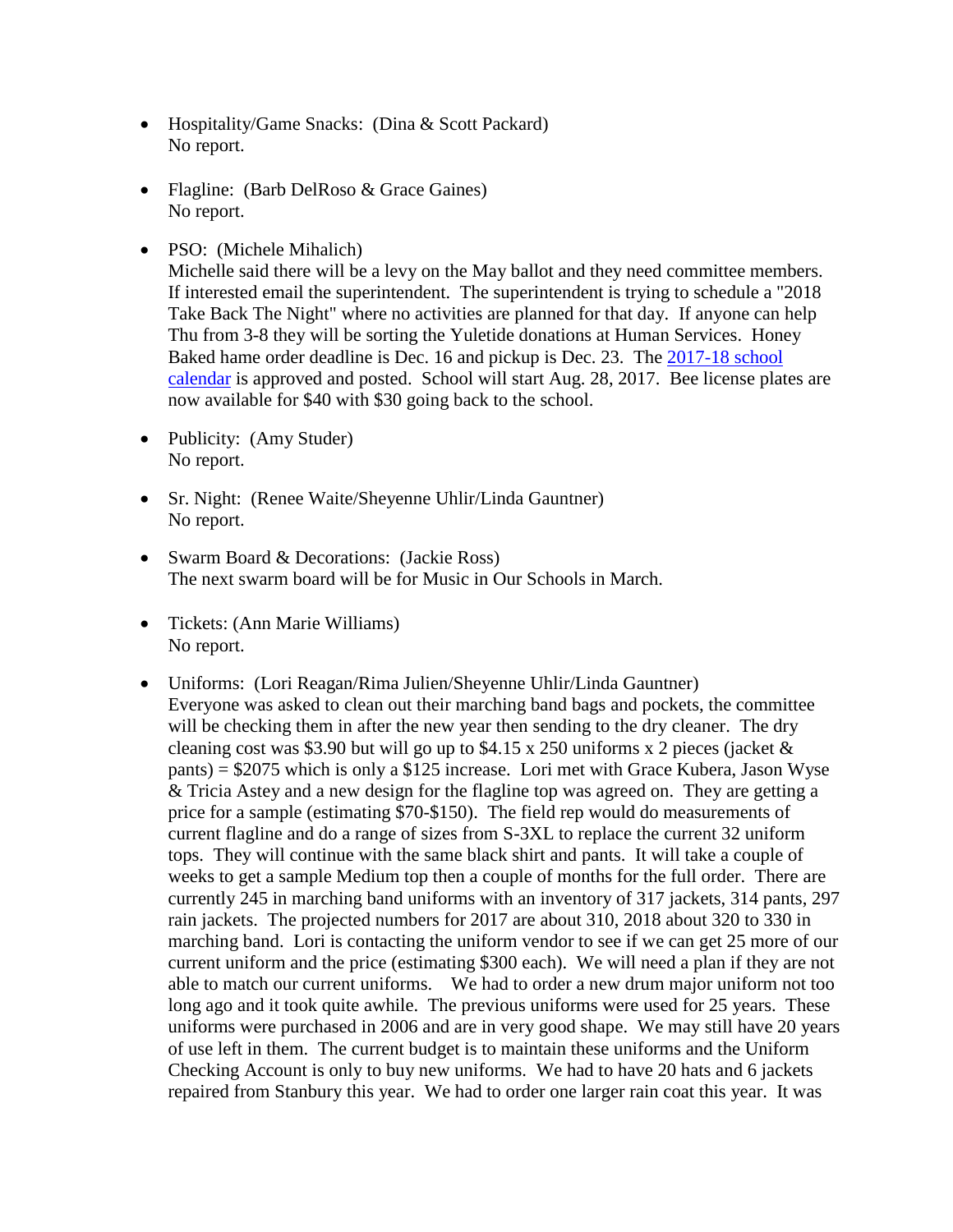- Hospitality/Game Snacks: (Dina & Scott Packard)
  No report.

- Flagline: (Barb DelRoso & Grace Gaines)
  No report.

- PSO: (Michele Mihalich)
  Michelle said there will be a levy on the May ballot and they need committee members. If interested email the superintendent. The superintendent is trying to schedule a "2018 Take Back The Night" where no activities are planned for that day. If anyone can help Thu from 3-8 they will be sorting the Yuletide donations at Human Services. Honey Baked hame order deadline is Dec. 16 and pickup is Dec. 23. The [2017-18 school calendar]() is approved and posted. School will start Aug. 28, 2017. Bee license plates are now available for $40 with $30 going back to the school.

- Publicity: (Amy Studer)
  No report.

- Sr. Night: (Renee Waite/Sheyenne Uhlir/Linda Gauntner)
  No report.

- Swarm Board & Decorations: (Jackie Ross)
  The next swarm board will be for Music in Our Schools in March.

- Tickets: (Ann Marie Williams)
  No report.

- Uniforms: (Lori Reagan/Rima Julien/Sheyenne Uhlir/Linda Gauntner)
  Everyone was asked to clean out their marching band bags and pockets, the committee will be checking them in after the new year then sending to the dry cleaner. The dry cleaning cost was $3.90 but will go up to $4.15 x 250 uniforms x 2 pieces (jacket & pants) = $2075 which is only a $125 increase. Lori met with Grace Kubera, Jason Wyse & Tricia Astey and a new design for the flagline top was agreed on. They are getting a price for a sample (estimating $70-$150). The field rep would do measurements of current flagline and do a range of sizes from S-3XL to replace the current 32 uniform tops. They will continue with the same black shirt and pants. It will take a couple of weeks to get a sample Medium top then a couple of months for the full order. There are currently 245 in marching band uniforms with an inventory of 317 jackets, 314 pants, 297 rain jackets. The projected numbers for 2017 are about 310, 2018 about 320 to 330 in marching band. Lori is contacting the uniform vendor to see if we can get 25 more of our current uniform and the price (estimating $300 each). We will need a plan if they are not able to match our current uniforms. We had to order a new drum major uniform not too long ago and it took quite awhile. The previous uniforms were used for 25 years. These uniforms were purchased in 2006 and are in very good shape. We may still have 20 years of use left in them. The current budget is to maintain these uniforms and the Uniform Checking Account is only to buy new uniforms. We had to have 20 hats and 6 jackets repaired from Stanbury this year. We had to order one larger rain coat this year. It was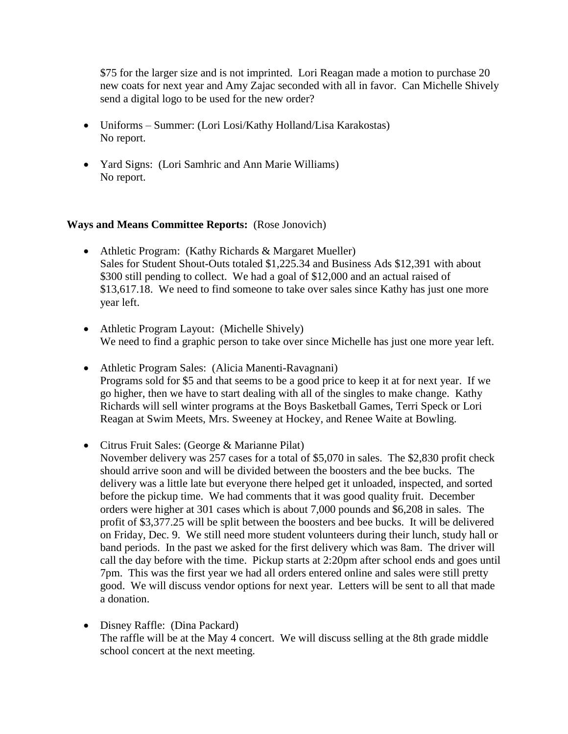$75 for the larger size and is not imprinted. Lori Reagan made a motion to purchase 20 new coats for next year and Amy Zajac seconded with all in favor. Can Michelle Shively send a digital logo to be used for the new order?

- Uniforms – Summer: (Lori Losi/Kathy Holland/Lisa Karakostas)
  No report.

- Yard Signs: (Lori Samhric and Ann Marie Williams)
  No report.

**Ways and Means Committee Reports:** (Rose Jonovich)

- Athletic Program: (Kathy Richards & Margaret Mueller)
  Sales for Student Shout-Outs totaled $1,225.34 and Business Ads $12,391 with about $300 still pending to collect. We had a goal of $12,000 and an actual raised of $13,617.18. We need to find someone to take over sales since Kathy has just one more year left.

- Athletic Program Layout: (Michelle Shively)
  We need to find a graphic person to take over since Michelle has just one more year left.

- Athletic Program Sales: (Alicia Manenti-Ravagnani)
  Programs sold for $5 and that seems to be a good price to keep it at for next year. If we go higher, then we have to start dealing with all of the singles to make change. Kathy Richards will sell winter programs at the Boys Basketball Games, Terri Speck or Lori Reagan at Swim Meets, Mrs. Sweeney at Hockey, and Renee Waite at Bowling.

- Citrus Fruit Sales: (George & Marianne Pilat)
  November delivery was 257 cases for a total of $5,070 in sales. The $2,830 profit check should arrive soon and will be divided between the boosters and the bee bucks. The delivery was a little late but everyone there helped get it unloaded, inspected, and sorted before the pickup time. We had comments that it was good quality fruit. December orders were higher at 301 cases which is about 7,000 pounds and $6,208 in sales. The profit of $3,377.25 will be split between the boosters and bee bucks. It will be delivered on Friday, Dec. 9. We still need more student volunteers during their lunch, study hall or band periods. In the past we asked for the first delivery which was 8am. The driver will call the day before with the time. Pickup starts at 2:20pm after school ends and goes until 7pm. This was the first year we had all orders entered online and sales were still pretty good. We will discuss vendor options for next year. Letters will be sent to all that made a donation.

- Disney Raffle: (Dina Packard)
  The raffle will be at the May 4 concert. We will discuss selling at the 8th grade middle school concert at the next meeting.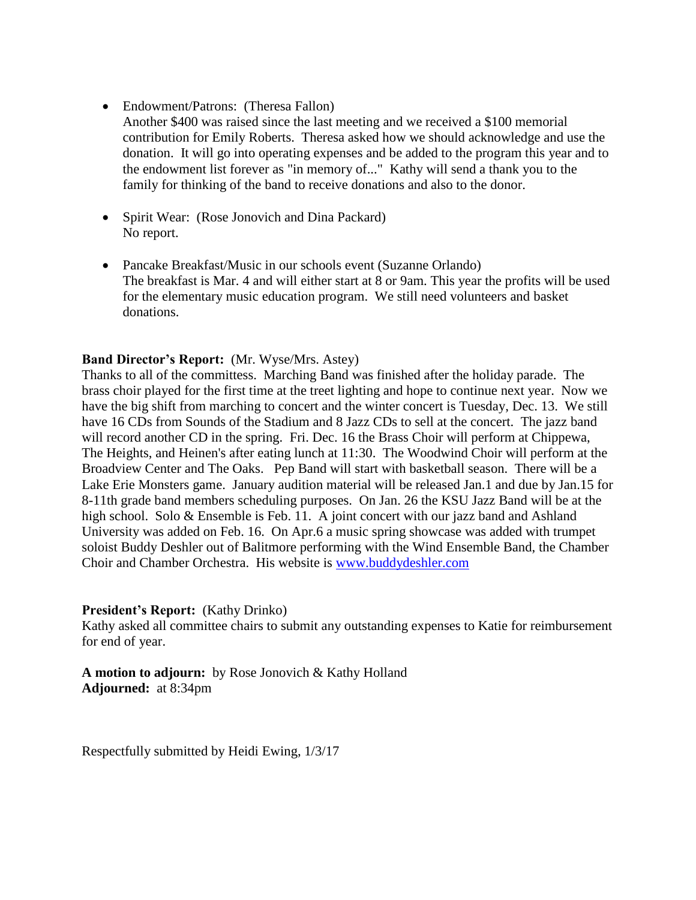- Endowment/Patrons: (Theresa Fallon)
  Another $400 was raised since the last meeting and we received a $100 memorial contribution for Emily Roberts. Theresa asked how we should acknowledge and use the donation. It will go into operating expenses and be added to the program this year and to the endowment list forever as "in memory of..." Kathy will send a thank you to the family for thinking of the band to receive donations and also to the donor.

- Spirit Wear: (Rose Jonovich and Dina Packard)
  No report.

- Pancake Breakfast/Music in our schools event (Suzanne Orlando)
  The breakfast is Mar. 4 and will either start at 8 or 9am. This year the profits will be used for the elementary music education program. We still need volunteers and basket donations.

**Band Director's Report:** (Mr. Wyse/Mrs. Astey)
Thanks to all of the committess. Marching Band was finished after the holiday parade. The brass choir played for the first time at the treet lighting and hope to continue next year. Now we have the big shift from marching to concert and the winter concert is Tuesday, Dec. 13. We still have 16 CDs from Sounds of the Stadium and 8 Jazz CDs to sell at the concert. The jazz band will record another CD in the spring. Fri. Dec. 16 the Brass Choir will perform at Chippewa, The Heights, and Heinen's after eating lunch at 11:30. The Woodwind Choir will perform at the Broadview Center and The Oaks. Pep Band will start with basketball season. There will be a Lake Erie Monsters game. January audition material will be released Jan.1 and due by Jan.15 for 8-11th grade band members scheduling purposes. On Jan. 26 the KSU Jazz Band will be at the high school. Solo & Ensemble is Feb. 11. A joint concert with our jazz band and Ashland University was added on Feb. 16. On Apr.6 a music spring showcase was added with trumpet soloist Buddy Deshler out of Balitmore performing with the Wind Ensemble Band, the Chamber Choir and Chamber Orchestra. His website is [www.buddydeshler.com](http://www.buddydeshler.com)

**President's Report:** (Kathy Drinko)
Kathy asked all committee chairs to submit any outstanding expenses to Katie for reimbursement for end of year.

**A motion to adjourn:** by Rose Jonovich & Kathy Holland
**Adjourned:** at 8:34pm

Respectfully submitted by Heidi Ewing, 1/3/17